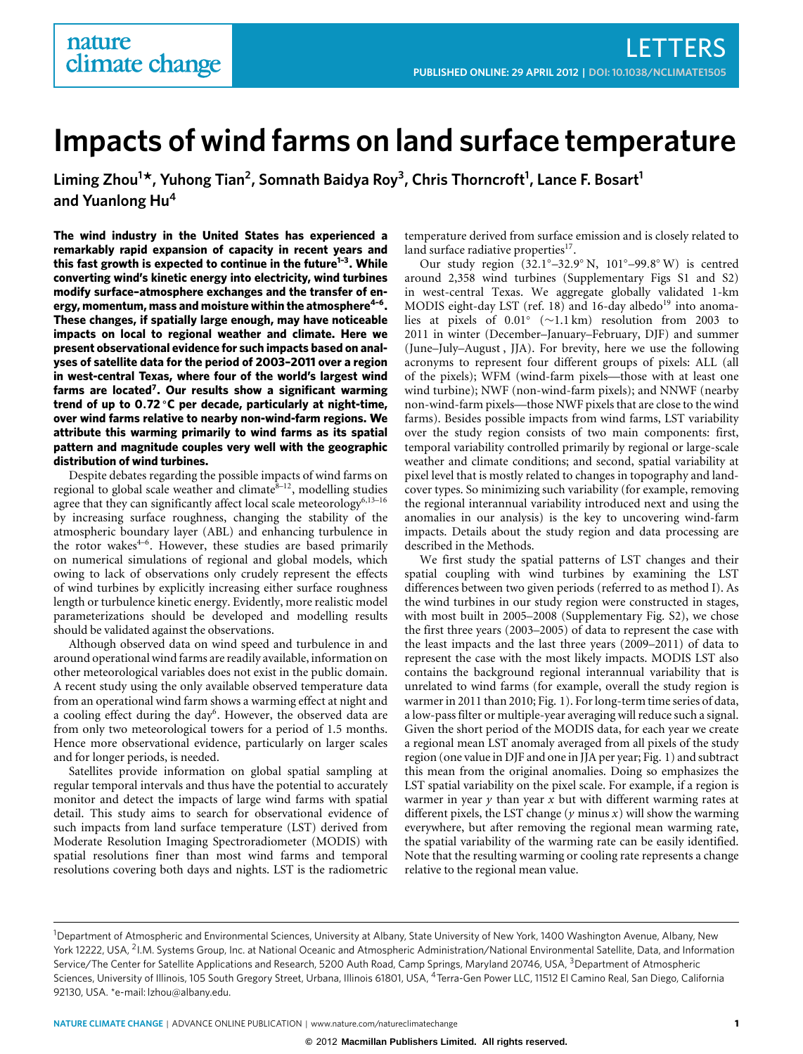# Impacts of wind farms on land surface temperature

Liming Zhou[1*], Yuhong Tian[2], Somnath Baidya Roy[3], Chris Thorncroft[1], Lance F. Bosart[1] and Yuanlong Hu[4]

**The wind industry in the United States has experienced a remarkably rapid expansion of capacity in recent years and this fast growth is expected to continue in the future[1–3]. While converting wind's kinetic energy into electricity, wind turbines modify surface–atmosphere exchanges and the transfer of energy, momentum, mass and moisture within the atmosphere[4–6]. These changes, if spatially large enough, may have noticeable impacts on local to regional weather and climate. Here we present observational evidence for such impacts based on analyses of satellite data for the period of 2003–2011 over a region in west-central Texas, where four of the world's largest wind farms are located[7]. Our results show a significant warming trend of up to 0.72 °C per decade, particularly at night-time, over wind farms relative to nearby non-wind-farm regions. We attribute this warming primarily to wind farms as its spatial pattern and magnitude couples very well with the geographic distribution of wind turbines.**

Despite debates regarding the possible impacts of wind farms on regional to global scale weather and climate[8–12], modelling studies agree that they can significantly affect local scale meteorology[6,13–16] by increasing surface roughness, changing the stability of the atmospheric boundary layer (ABL) and enhancing turbulence in the rotor wakes[4–6]. However, these studies are based primarily on numerical simulations of regional and global models, which owing to lack of observations only crudely represent the effects of wind turbines by explicitly increasing either surface roughness length or turbulence kinetic energy. Evidently, more realistic model parameterizations should be developed and modelling results should be validated against the observations.

Although observed data on wind speed and turbulence in and around operational wind farms are readily available, information on other meteorological variables does not exist in the public domain. A recent study using the only available observed temperature data from an operational wind farm shows a warming effect at night and a cooling effect during the day[6]. However, the observed data are from only two meteorological towers for a period of 1.5 months. Hence more observational evidence, particularly on larger scales and for longer periods, is needed.

Satellites provide information on global spatial sampling at regular temporal intervals and thus have the potential to accurately monitor and detect the impacts of large wind farms with spatial detail. This study aims to search for observational evidence of such impacts from land surface temperature (LST) derived from Moderate Resolution Imaging Spectroradiometer (MODIS) with spatial resolutions finer than most wind farms and temporal resolutions covering both days and nights. LST is the radiometric temperature derived from surface emission and is closely related to land surface radiative properties[17].

Our study region (32.1°–32.9° N, 101°–99.8° W) is centred around 2,358 wind turbines (Supplementary Figs S1 and S2) in west-central Texas. We aggregate globally validated 1-km MODIS eight-day LST (ref. 18) and 16-day albedo[19] into anomalies at pixels of 0.01° (∼1.1 km) resolution from 2003 to 2011 in winter (December–January–February, DJF) and summer (June–July–August , JJA). For brevity, here we use the following acronyms to represent four different groups of pixels: ALL (all of the pixels); WFM (wind-farm pixels—those with at least one wind turbine); NWF (non-wind-farm pixels); and NNWF (nearby non-wind-farm pixels—those NWF pixels that are close to the wind farms). Besides possible impacts from wind farms, LST variability over the study region consists of two main components: first, temporal variability controlled primarily by regional or large-scale weather and climate conditions; and second, spatial variability at pixel level that is mostly related to changes in topography and land-cover types. So minimizing such variability (for example, removing the regional interannual variability introduced next and using the anomalies in our analysis) is the key to uncovering wind-farm impacts. Details about the study region and data processing are described in the Methods.

We first study the spatial patterns of LST changes and their spatial coupling with wind turbines by examining the LST differences between two given periods (referred to as method I). As the wind turbines in our study region were constructed in stages, with most built in 2005–2008 (Supplementary Fig. S2), we chose the first three years (2003–2005) of data to represent the case with the least impacts and the last three years (2009–2011) of data to represent the case with the most likely impacts. MODIS LST also contains the background regional interannual variability that is unrelated to wind farms (for example, overall the study region is warmer in 2011 than 2010; Fig. 1). For long-term time series of data, a low-pass filter or multiple-year averaging will reduce such a signal. Given the short period of the MODIS data, for each year we create a regional mean LST anomaly averaged from all pixels of the study region (one value in DJF and one in JJA per year; Fig. 1) and subtract this mean from the original anomalies. Doing so emphasizes the LST spatial variability on the pixel scale. For example, if a region is warmer in year $y$ than year $x$ but with different warming rates at different pixels, the LST change ($y$ minus $x$) will show the warming everywhere, but after removing the regional mean warming rate, the spatial variability of the warming rate can be easily identified. Note that the resulting warming or cooling rate represents a change relative to the regional mean value.

[1]Department of Atmospheric and Environmental Sciences, University at Albany, State University of New York, 1400 Washington Avenue, Albany, New York 12222, USA, [2]I.M. Systems Group, Inc. at National Oceanic and Atmospheric Administration/National Environmental Satellite, Data, and Information Service/The Center for Satellite Applications and Research, 5200 Auth Road, Camp Springs, Maryland 20746, USA, [3]Department of Atmospheric Sciences, University of Illinois, 105 South Gregory Street, Urbana, Illinois 61801, USA, [4]Terra-Gen Power LLC, 11512 El Camino Real, San Diego, California 92130, USA. *e-mail: lzhou@albany.edu.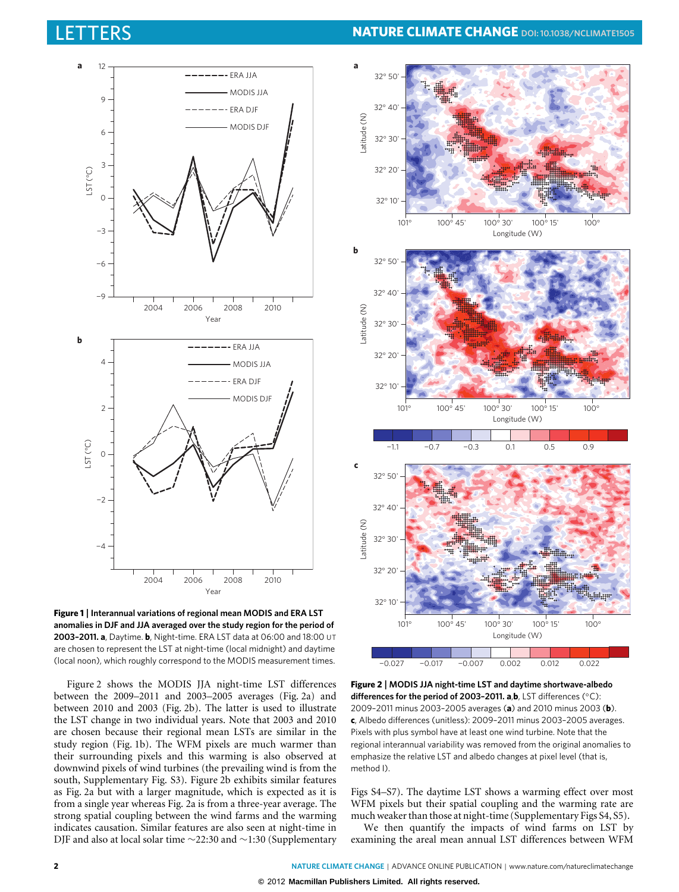**Figure 1 | Interannual variations of regional mean MODIS and ERA LST anomalies in DJF and JJA averaged over the study region for the period of 2003–2011. a**, Daytime. **b**, Night-time. ERA LST data at 06:00 and 18:00 UT are chosen to represent the LST at night-time (local midnight) and daytime (local noon), which roughly correspond to the MODIS measurement times.

Figure 2 shows the MODIS JJA night-time LST differences between the 2009–2011 and 2003–2005 averages (Fig. 2a) and between 2010 and 2003 (Fig. 2b). The latter is used to illustrate the LST change in two individual years. Note that 2003 and 2010 are chosen because their regional mean LSTs are similar in the study region (Fig. 1b). The WFM pixels are much warmer than their surrounding pixels and this warming is also observed at downwind pixels of wind turbines (the prevailing wind is from the south, Supplementary Fig. S3). Figure 2b exhibits similar features as Fig. 2a but with a larger magnitude, which is expected as it is from a single year whereas Fig. 2a is from a three-year average. The strong spatial coupling between the wind farms and the warming indicates causation. Similar features are also seen at night-time in DJF and also at local solar time ~22:30 and ~1:30 (Supplementary Figs S4–S7). The daytime LST shows a warming effect over most WFM pixels but their spatial coupling and the warming rate are much weaker than those at night-time (Supplementary Figs S4, S5).

**Figure 2 | MODIS JJA night-time LST and daytime shortwave-albedo differences for the period of 2003–2011. a**,**b**, LST differences (°C): 2009–2011 minus 2003–2005 averages (**a**) and 2010 minus 2003 (**b**). **c**, Albedo differences (unitless): 2009–2011 minus 2003–2005 averages. Pixels with plus symbol have at least one wind turbine. Note that the regional interannual variability was removed from the original anomalies to emphasize the relative LST and albedo changes at pixel level (that is, method I).

We then quantify the impacts of wind farms on LST by examining the areal mean annual LST differences between WFM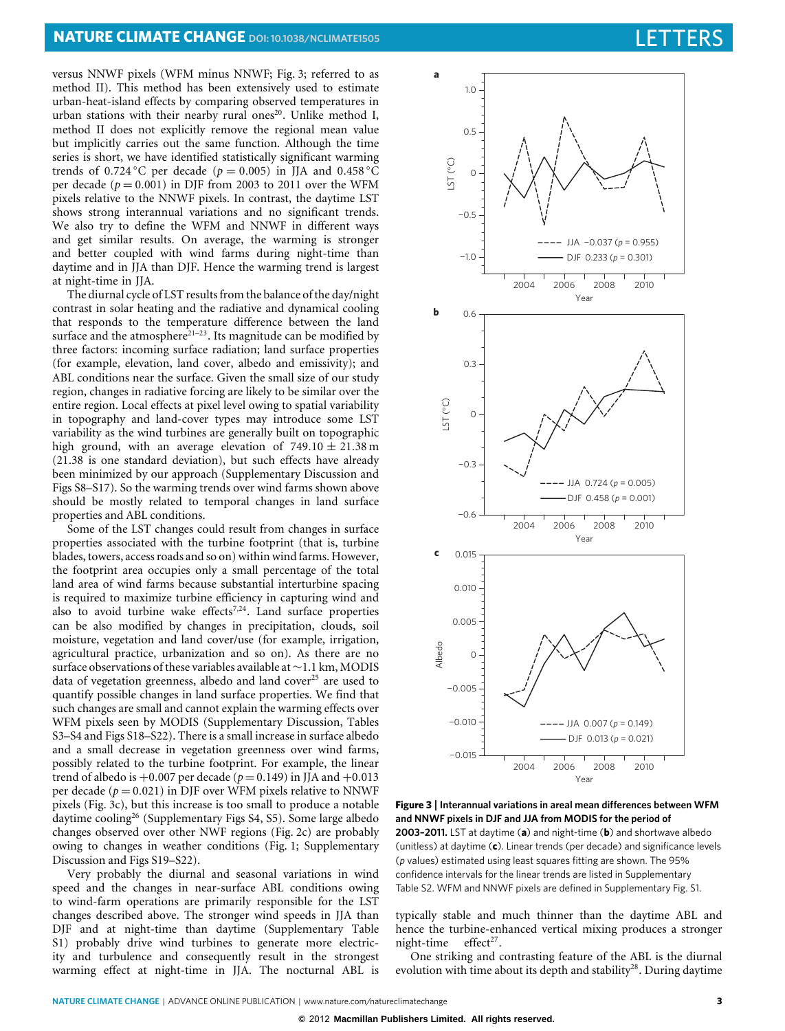versus NNWF pixels (WFM minus NNWF; Fig. 3; referred to as method II). This method has been extensively used to estimate urban-heat-island effects by comparing observed temperatures in urban stations with their nearby rural ones[20]. Unlike method I, method II does not explicitly remove the regional mean value but implicitly carries out the same function. Although the time series is short, we have identified statistically significant warming trends of 0.724 °C per decade ($p = 0.005$) in JJA and 0.458 °C per decade ($p = 0.001$) in DJF from 2003 to 2011 over the WFM pixels relative to the NNWF pixels. In contrast, the daytime LST shows strong interannual variations and no significant trends. We also try to define the WFM and NNWF in different ways and get similar results. On average, the warming is stronger and better coupled with wind farms during night-time than daytime and in JJA than DJF. Hence the warming trend is largest at night-time in JJA.

The diurnal cycle of LST results from the balance of the day/night contrast in solar heating and the radiative and dynamical cooling that responds to the temperature difference between the land surface and the atmosphere[21–23]. Its magnitude can be modified by three factors: incoming surface radiation; land surface properties (for example, elevation, land cover, albedo and emissivity); and ABL conditions near the surface. Given the small size of our study region, changes in radiative forcing are likely to be similar over the entire region. Local effects at pixel level owing to spatial variability in topography and land-cover types may introduce some LST variability as the wind turbines are generally built on topographic high ground, with an average elevation of $749.10 \pm 21.38$ m (21.38 is one standard deviation), but such effects have already been minimized by our approach (Supplementary Discussion and Figs S8–S17). So the warming trends over wind farms shown above should be mostly related to temporal changes in land surface properties and ABL conditions.

Some of the LST changes could result from changes in surface properties associated with the turbine footprint (that is, turbine blades, towers, access roads and so on) within wind farms. However, the footprint area occupies only a small percentage of the total land area of wind farms because substantial interturbine spacing is required to maximize turbine efficiency in capturing wind and also to avoid turbine wake effects[7,24]. Land surface properties can be also modified by changes in precipitation, clouds, soil moisture, vegetation and land cover/use (for example, irrigation, agricultural practice, urbanization and so on). As there are no surface observations of these variables available at ~1.1 km, MODIS data of vegetation greenness, albedo and land cover[25] are used to quantify possible changes in land surface properties. We find that such changes are small and cannot explain the warming effects over WFM pixels seen by MODIS (Supplementary Discussion, Tables S3–S4 and Figs S18–S22). There is a small increase in surface albedo and a small decrease in vegetation greenness over wind farms, possibly related to the turbine footprint. For example, the linear trend of albedo is +0.007 per decade ($p = 0.149$) in JJA and +0.013 per decade ($p = 0.021$) in DJF over WFM pixels relative to NNWF pixels (Fig. 3c), but this increase is too small to produce a notable daytime cooling[26] (Supplementary Figs S4, S5). Some large albedo changes observed over other NWF regions (Fig. 2c) are probably owing to changes in weather conditions (Fig. 1; Supplementary Discussion and Figs S19–S22).

Very probably the diurnal and seasonal variations in wind speed and the changes in near-surface ABL conditions owing to wind-farm operations are primarily responsible for the LST changes described above. The stronger wind speeds in JJA than DJF and at night-time than daytime (Supplementary Table S1) probably drive wind turbines to generate more electricity and turbulence and consequently result in the strongest warming effect at night-time in JJA. The nocturnal ABL is typically stable and much thinner than the daytime ABL and hence the turbine-enhanced vertical mixing produces a stronger night-time effect[27].

One striking and contrasting feature of the ABL is the diurnal evolution with time about its depth and stability[28]. During daytime

a
LST (°C)
1.0
0.5
0
−0.5
−1.0
JJA −0.037 (p = 0.955)
DJF 0.233 (p = 0.301)
2004 2006 2008 2010
Year

b
LST (°C)
0.6
0.3
0
−0.3
−0.6
JJA 0.724 (p = 0.005)
DJF 0.458 (p = 0.001)
2004 2006 2008 2010
Year

c
Albedo
0.015
0.010
0.005
0
−0.005
−0.010
−0.015
JJA 0.007 (p = 0.149)
DJF 0.013 (p = 0.021)
2004 2006 2008 2010
Year

**Figure 3 | Interannual variations in areal mean differences between WFM and NNWF pixels in DJF and JJA from MODIS for the period of 2003–2011.** LST at daytime (**a**) and night-time (**b**) and shortwave albedo (unitless) at daytime (**c**). Linear trends (per decade) and significance levels ($p$ values) estimated using least squares fitting are shown. The 95% confidence intervals for the linear trends are listed in Supplementary Table S2. WFM and NNWF pixels are defined in Supplementary Fig. S1.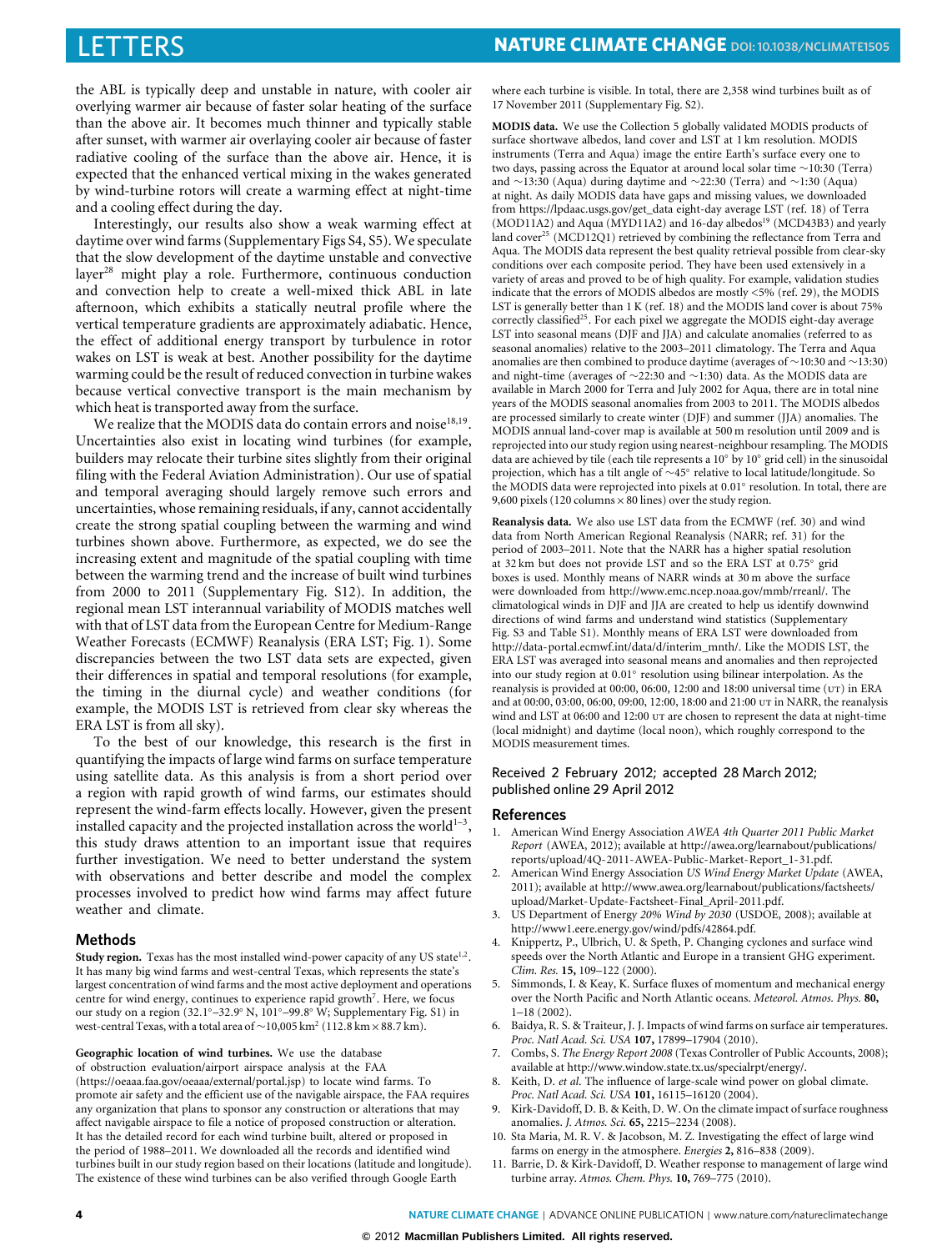the ABL is typically deep and unstable in nature, with cooler air overlying warmer air because of faster solar heating of the surface than the above air. It becomes much thinner and typically stable after sunset, with warmer air overlaying cooler air because of faster radiative cooling of the surface than the above air. Hence, it is expected that the enhanced vertical mixing in the wakes generated by wind-turbine rotors will create a warming effect at night-time and a cooling effect during the day.

Interestingly, our results also show a weak warming effect at daytime over wind farms (Supplementary Figs S4, S5). We speculate that the slow development of the daytime unstable and convective layer[28] might play a role. Furthermore, continuous conduction and convection help to create a well-mixed thick ABL in late afternoon, which exhibits a statically neutral profile where the vertical temperature gradients are approximately adiabatic. Hence, the effect of additional energy transport by turbulence in rotor wakes on LST is weak at best. Another possibility for the daytime warming could be the result of reduced convection in turbine wakes because vertical convective transport is the main mechanism by which heat is transported away from the surface.

We realize that the MODIS data do contain errors and noise[18,19]. Uncertainties also exist in locating wind turbines (for example, builders may relocate their turbine sites slightly from their original filing with the Federal Aviation Administration). Our use of spatial and temporal averaging should largely remove such errors and uncertainties, whose remaining residuals, if any, cannot accidentally create the strong spatial coupling between the warming and wind turbines shown above. Furthermore, as expected, we do see the increasing extent and magnitude of the spatial coupling with time between the warming trend and the increase of built wind turbines from 2000 to 2011 (Supplementary Fig. S12). In addition, the regional mean LST interannual variability of MODIS matches well with that of LST data from the European Centre for Medium-Range Weather Forecasts (ECMWF) Reanalysis (ERA LST; Fig. 1). Some discrepancies between the two LST data sets are expected, given their differences in spatial and temporal resolutions (for example, the timing in the diurnal cycle) and weather conditions (for example, the MODIS LST is retrieved from clear sky whereas the ERA LST is from all sky).

To the best of our knowledge, this research is the first in quantifying the impacts of large wind farms on surface temperature using satellite data. As this analysis is from a short period over a region with rapid growth of wind farms, our estimates should represent the wind-farm effects locally. However, given the present installed capacity and the projected installation across the world[1–3], this study draws attention to an important issue that requires further investigation. We need to better understand the system with observations and better describe and model the complex processes involved to predict how wind farms may affect future weather and climate.

## Methods

**Study region.** Texas has the most installed wind-power capacity of any US state[1,2]. It has many big wind farms and west-central Texas, which represents the state's largest concentration of wind farms and the most active deployment and operations centre for wind energy, continues to experience rapid growth[7]. Here, we focus our study on a region (32.1°–32.9° N, 101°–99.8° W; Supplementary Fig. S1) in west-central Texas, with a total area of ~10,005 km$^2$ (112.8 km × 88.7 km).

**Geographic location of wind turbines.** We use the database of obstruction evaluation/airport airspace analysis at the FAA (https://oeaaa.faa.gov/oeaaa/external/portal.jsp) to locate wind farms. To promote air safety and the efficient use of the navigable airspace, the FAA requires any organization that plans to sponsor any construction or alterations that may affect navigable airspace to file a notice of proposed construction or alteration. It has the detailed record for each wind turbine built, altered or proposed in the period of 1988–2011. We downloaded all the records and identified wind turbines built in our study region based on their locations (latitude and longitude). The existence of these wind turbines can be also verified through Google Earth where each turbine is visible. In total, there are 2,358 wind turbines built as of 17 November 2011 (Supplementary Fig. S2).

**MODIS data.** We use the Collection 5 globally validated MODIS products of surface shortwave albedos, land cover and LST at 1 km resolution. MODIS instruments (Terra and Aqua) image the entire Earth's surface every one to two days, passing across the Equator at around local solar time ~10:30 (Terra) and ~13:30 (Aqua) during daytime and ~22:30 (Terra) and ~1:30 (Aqua) at night. As daily MODIS data have gaps and missing values, we downloaded from https://lpdaac.usgs.gov/get_data eight-day average LST (ref. 18) of Terra (MOD11A2) and Aqua (MYD11A2) and 16-day albedos[19] (MCD43B3) and yearly land cover[25] (MCD12Q1) retrieved by combining the reflectance from Terra and Aqua. The MODIS data represent the best quality retrieval possible from clear-sky conditions over each composite period. They have been used extensively in a variety of areas and proved to be of high quality. For example, validation studies indicate that the errors of MODIS albedos are mostly <5% (ref. 29), the MODIS LST is generally better than 1 K (ref. 18) and the MODIS land cover is about 75% correctly classified[25]. For each pixel we aggregate the MODIS eight-day average LST into seasonal means (DJF and JJA) and calculate anomalies (referred to as seasonal anomalies) relative to the 2003–2011 climatology. The Terra and Aqua anomalies are then combined to produce daytime (averages of ~10:30 and ~13:30) and night-time (averages of ~22:30 and ~1:30) data. As the MODIS data are available in March 2000 for Terra and July 2002 for Aqua, there are in total nine years of the MODIS seasonal anomalies from 2003 to 2011. The MODIS albedos are processed similarly to create winter (DJF) and summer (JJA) anomalies. The MODIS annual land-cover map is available at 500 m resolution until 2009 and is reprojected into our study region using nearest-neighbour resampling. The MODIS data are achieved by tile (each tile represents a 10° by 10° grid cell) in the sinusoidal projection, which has a tilt angle of ~45° relative to local latitude/longitude. So the MODIS data were reprojected into pixels at 0.01° resolution. In total, there are 9,600 pixels (120 columns × 80 lines) over the study region.

**Reanalysis data.** We also use LST data from the ECMWF (ref. 30) and wind data from North American Regional Reanalysis (NARR; ref. 31) for the period of 2003–2011. Note that the NARR has a higher spatial resolution at 32 km but does not provide LST and so the ERA LST at 0.75° grid boxes is used. Monthly means of NARR winds at 30 m above the surface were downloaded from http://www.emc.ncep.noaa.gov/mmb/rreanl/. The climatological winds in DJF and JJA are created to help us identify downwind directions of wind farms and understand wind statistics (Supplementary Fig. S3 and Table S1). Monthly means of ERA LST were downloaded from http://data-portal.ecmwf.int/data/d/interim_mnth/. Like the MODIS LST, the ERA LST was averaged into seasonal means and anomalies and then reprojected into our study region at 0.01° resolution using bilinear interpolation. As the reanalysis is provided at 00:00, 06:00, 12:00 and 18:00 universal time (UT) in ERA and at 00:00, 03:00, 06:00, 09:00, 12:00, 18:00 and 21:00 UT in NARR, the reanalysis wind and LST at 06:00 and 12:00 UT are chosen to represent the data at night-time (local midnight) and daytime (local noon), which roughly correspond to the MODIS measurement times.

Received 2 February 2012; accepted 28 March 2012; published online 29 April 2012

## References

1. American Wind Energy Association *AWEA 4th Quarter 2011 Public Market Report* (AWEA, 2012); available at http://awea.org/learnabout/publications/reports/upload/4Q-2011-AWEA-Public-Market-Report_1-31.pdf.
2. American Wind Energy Association *US Wind Energy Market Update* (AWEA, 2011); available at http://www.awea.org/learnabout/publications/factsheets/upload/Market-Update-Factsheet-Final_April-2011.pdf.
3. US Department of Energy *20% Wind by 2030* (USDOE, 2008); available at http://www1.eere.energy.gov/wind/pdfs/42864.pdf.
4. Knippertz, P., Ulbrich, U. & Speth, P. Changing cyclones and surface wind speeds over the North Atlantic and Europe in a transient GHG experiment. *Clim. Res.* **15,** 109–122 (2000).
5. Simmonds, I. & Keay, K. Surface fluxes of momentum and mechanical energy over the North Pacific and North Atlantic oceans. *Meteorol. Atmos. Phys.* **80,** 1–18 (2002).
6. Baidya, R. S. & Traiteur, J. J. Impacts of wind farms on surface air temperatures. *Proc. Natl Acad. Sci. USA* **107,** 17899–17904 (2010).
7. Combs, S. *The Energy Report 2008* (Texas Controller of Public Accounts, 2008); available at http://www.window.state.tx.us/specialrpt/energy/.
8. Keith, D. *et al.* The influence of large-scale wind power on global climate. *Proc. Natl Acad. Sci. USA* **101,** 16115–16120 (2004).
9. Kirk-Davidoff, D. B. & Keith, D. W. On the climate impact of surface roughness anomalies. *J. Atmos. Sci.* **65,** 2215–2234 (2008).
10. Sta Maria, M. R. V. & Jacobson, M. Z. Investigating the effect of large wind farms on energy in the atmosphere. *Energies* **2,** 816–838 (2009).
11. Barrie, D. & Kirk-Davidoff, D. Weather response to management of large wind turbine array. *Atmos. Chem. Phys.* **10,** 769–775 (2010).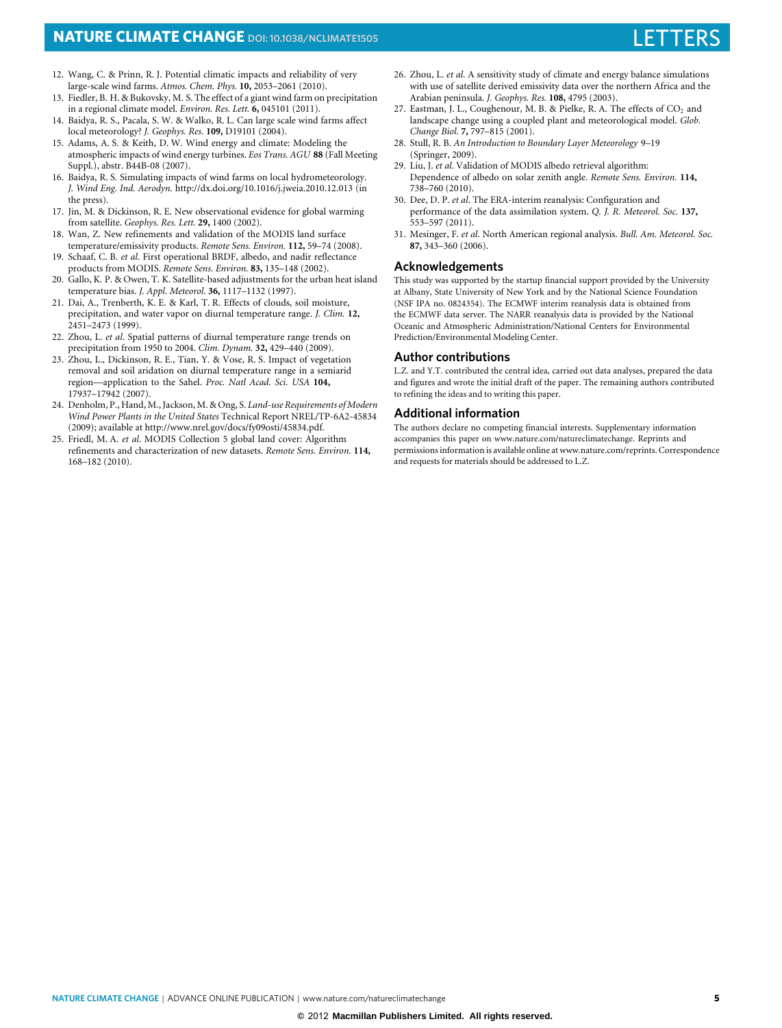12. Wang, C. & Prinn, R. J. Potential climatic impacts and reliability of very large-scale wind farms. *Atmos. Chem. Phys.* **10,** 2053–2061 (2010).
13. Fiedler, B. H. & Bukovsky, M. S. The effect of a giant wind farm on precipitation in a regional climate model. *Environ. Res. Lett.* **6,** 045101 (2011).
14. Baidya, R. S., Pacala, S. W. & Walko, R. L. Can large scale wind farms affect local meteorology? *J. Geophys. Res.* **109,** D19101 (2004).
15. Adams, A. S. & Keith, D. W. Wind energy and climate: Modeling the atmospheric impacts of wind energy turbines. *Eos Trans. AGU* **88** (Fall Meeting Suppl.), abstr. B44B-08 (2007).
16. Baidya, R. S. Simulating impacts of wind farms on local hydrometeorology. *J. Wind Eng. Ind. Aerodyn.* http://dx.doi.org/10.1016/j.jweia.2010.12.013 (in the press).
17. Jin, M. & Dickinson, R. E. New observational evidence for global warming from satellite. *Geophys. Res. Lett.* **29,** 1400 (2002).
18. Wan, Z. New refinements and validation of the MODIS land surface temperature/emissivity products. *Remote Sens. Environ.* **112,** 59–74 (2008).
19. Schaaf, C. B. *et al.* First operational BRDF, albedo, and nadir reflectance products from MODIS. *Remote Sens. Environ.* **83,** 135–148 (2002).
20. Gallo, K. P. & Owen, T. K. Satellite-based adjustments for the urban heat island temperature bias. *J. Appl. Meteorol.* **36,** 1117–1132 (1997).
21. Dai, A., Trenberth, K. E. & Karl, T. R. Effects of clouds, soil moisture, precipitation, and water vapor on diurnal temperature range. *J. Clim.* **12,** 2451–2473 (1999).
22. Zhou, L. *et al.* Spatial patterns of diurnal temperature range trends on precipitation from 1950 to 2004. *Clim. Dynam.* **32,** 429–440 (2009).
23. Zhou, L., Dickinson, R. E., Tian, Y. & Vose, R. S. Impact of vegetation removal and soil aridation on diurnal temperature range in a semiarid region—application to the Sahel. *Proc. Natl Acad. Sci. USA* **104,** 17937–17942 (2007).
24. Denholm, P., Hand, M., Jackson, M. & Ong, S. *Land-use Requirements of Modern Wind Power Plants in the United States* Technical Report NREL/TP-6A2-45834 (2009); available at http://www.nrel.gov/docs/fy09osti/45834.pdf.
25. Friedl, M. A. *et al.* MODIS Collection 5 global land cover: Algorithm refinements and characterization of new datasets. *Remote Sens. Environ.* **114,** 168–182 (2010).
26. Zhou, L. *et al.* A sensitivity study of climate and energy balance simulations with use of satellite derived emissivity data over the northern Africa and the Arabian peninsula. *J. Geophys. Res.* **108,** 4795 (2003).
27. Eastman, J. L., Coughenour, M. B. & Pielke, R. A. The effects of $CO_2$ and landscape change using a coupled plant and meteorological model. *Glob. Change Biol.* **7,** 797–815 (2001).
28. Stull, R. B. *An Introduction to Boundary Layer Meteorology* 9–19 (Springer, 2009).
29. Liu, J. *et al.* Validation of MODIS albedo retrieval algorithm: Dependence of albedo on solar zenith angle. *Remote Sens. Environ.* **114,** 738–760 (2010).
30. Dee, D. P. *et al.* The ERA-interim reanalysis: Configuration and performance of the data assimilation system. *Q. J. R. Meteorol. Soc.* **137,** 553–597 (2011).
31. Mesinger, F. *et al.* North American regional analysis. *Bull. Am. Meteorol. Soc.* **87,** 343–360 (2006).

## Acknowledgements

This study was supported by the startup financial support provided by the University at Albany, State University of New York and by the National Science Foundation (NSF IPA no. 0824354). The ECMWF interim reanalysis data is obtained from the ECMWF data server. The NARR reanalysis data is provided by the National Oceanic and Atmospheric Administration/National Centers for Environmental Prediction/Environmental Modeling Center.

## Author contributions

L.Z. and Y.T. contributed the central idea, carried out data analyses, prepared the data and figures and wrote the initial draft of the paper. The remaining authors contributed to refining the ideas and to writing this paper.

## Additional information

The authors declare no competing financial interests. Supplementary information accompanies this paper on www.nature.com/natureclimatechange. Reprints and permissions information is available online at www.nature.com/reprints. Correspondence and requests for materials should be addressed to L.Z.